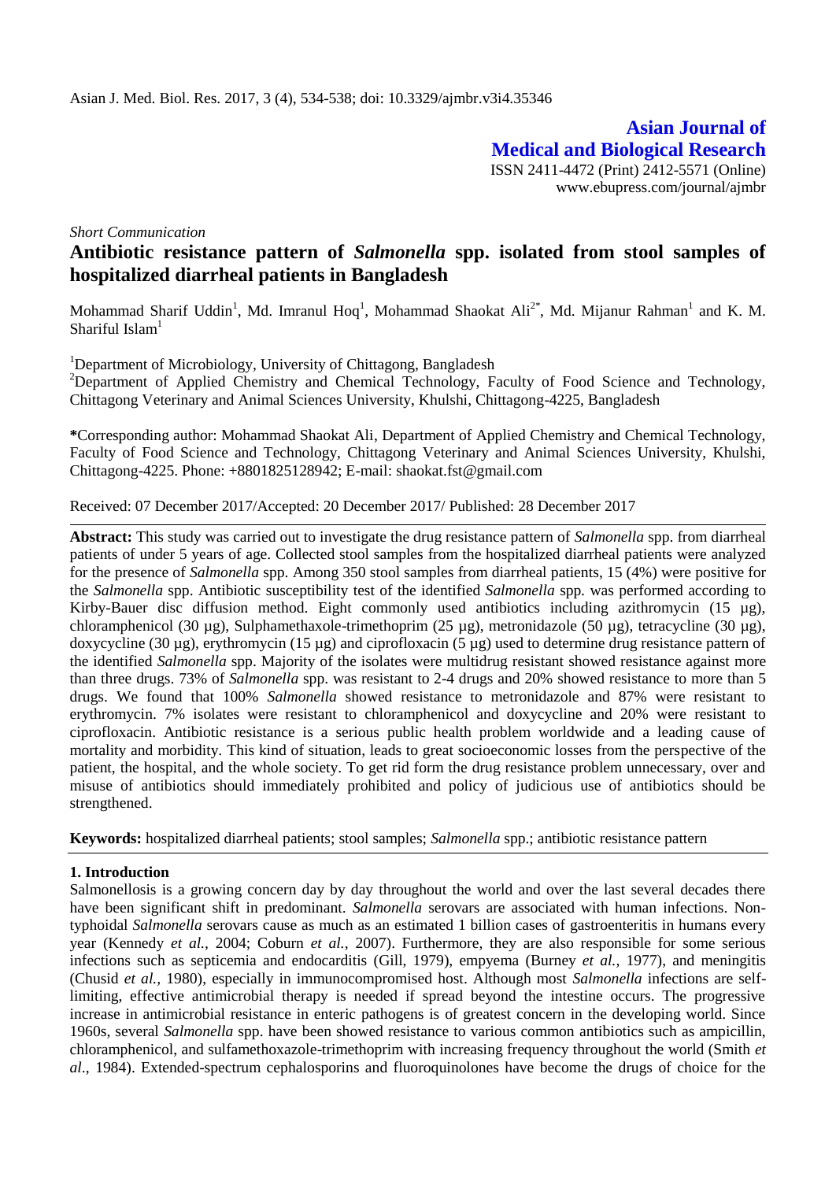Asian J. Med. Biol. Res. 2017, 3 (4), 534-538; doi: 10.3329/ajmbr.v3i4.35346

**Asian Journal of Medical and Biological Research**

ISSN 2411-4472 (Print) 2412-5571 (Online)
www.ebupress.com/journal/ajmbr

*Short Communication*

# Antibiotic resistance pattern of *Salmonella* spp. isolated from stool samples of hospitalized diarrheal patients in Bangladesh

Mohammad Sharif Uddin[1], Md. Imranul Hoq[1], Mohammad Shaokat Ali[2*], Md. Mijanur Rahman[1] and K. M. Shariful Islam[1]

[1]Department of Microbiology, University of Chittagong, Bangladesh

[2]Department of Applied Chemistry and Chemical Technology, Faculty of Food Science and Technology, Chittagong Veterinary and Animal Sciences University, Khulshi, Chittagong-4225, Bangladesh

**\***Corresponding author: Mohammad Shaokat Ali, Department of Applied Chemistry and Chemical Technology, Faculty of Food Science and Technology, Chittagong Veterinary and Animal Sciences University, Khulshi, Chittagong-4225. Phone: +8801825128942; E-mail: shaokat.fst@gmail.com

Received: 07 December 2017/Accepted: 20 December 2017/ Published: 28 December 2017

**Abstract:** This study was carried out to investigate the drug resistance pattern of *Salmonella* spp. from diarrheal patients of under 5 years of age. Collected stool samples from the hospitalized diarrheal patients were analyzed for the presence of *Salmonella* spp. Among 350 stool samples from diarrheal patients, 15 (4%) were positive for the *Salmonella* spp. Antibiotic susceptibility test of the identified *Salmonella* spp. was performed according to Kirby-Bauer disc diffusion method. Eight commonly used antibiotics including azithromycin (15 µg), chloramphenicol (30 µg), Sulphamethaxole-trimethoprim (25 µg), metronidazole (50 µg), tetracycline (30 µg), doxycycline (30 µg), erythromycin (15 µg) and ciprofloxacin (5 µg) used to determine drug resistance pattern of the identified *Salmonella* spp. Majority of the isolates were multidrug resistant showed resistance against more than three drugs. 73% of *Salmonella* spp. was resistant to 2-4 drugs and 20% showed resistance to more than 5 drugs. We found that 100% *Salmonella* showed resistance to metronidazole and 87% were resistant to erythromycin. 7% isolates were resistant to chloramphenicol and doxycycline and 20% were resistant to ciprofloxacin. Antibiotic resistance is a serious public health problem worldwide and a leading cause of mortality and morbidity. This kind of situation, leads to great socioeconomic losses from the perspective of the patient, the hospital, and the whole society. To get rid form the drug resistance problem unnecessary, over and misuse of antibiotics should immediately prohibited and policy of judicious use of antibiotics should be strengthened.

**Keywords:** hospitalized diarrheal patients; stool samples; *Salmonella* spp.; antibiotic resistance pattern

## 1. Introduction

Salmonellosis is a growing concern day by day throughout the world and over the last several decades there have been significant shift in predominant. *Salmonella* serovars are associated with human infections. Non-typhoidal *Salmonella* serovars cause as much as an estimated 1 billion cases of gastroenteritis in humans every year (Kennedy *et al.,* 2004; Coburn *et al.,* 2007). Furthermore, they are also responsible for some serious infections such as septicemia and endocarditis (Gill, 1979), empyema (Burney *et al.,* 1977), and meningitis (Chusid *et al.,* 1980), especially in immunocompromised host. Although most *Salmonella* infections are self-limiting, effective antimicrobial therapy is needed if spread beyond the intestine occurs. The progressive increase in antimicrobial resistance in enteric pathogens is of greatest concern in the developing world. Since 1960s, several *Salmonella* spp. have been showed resistance to various common antibiotics such as ampicillin, chloramphenicol, and sulfamethoxazole-trimethoprim with increasing frequency throughout the world (Smith *et al*., 1984). Extended-spectrum cephalosporins and fluoroquinolones have become the drugs of choice for the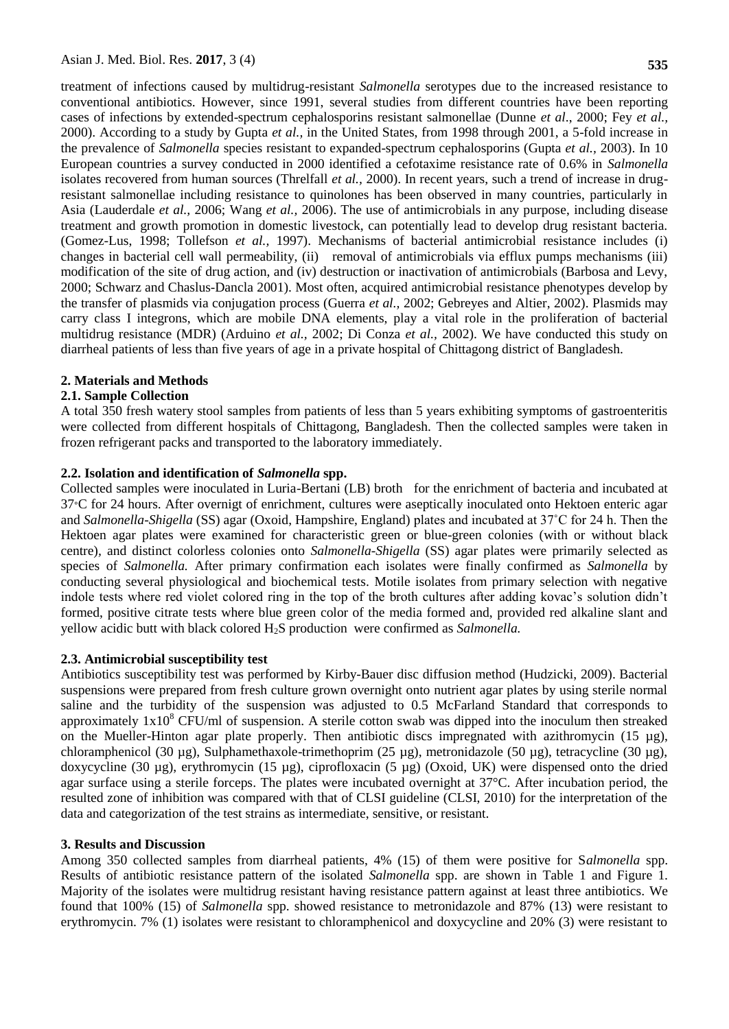treatment of infections caused by multidrug-resistant *Salmonella* serotypes due to the increased resistance to conventional antibiotics. However, since 1991, several studies from different countries have been reporting cases of infections by extended-spectrum cephalosporins resistant salmonellae (Dunne *et al*., 2000; Fey *et al.,* 2000). According to a study by Gupta *et al.,* in the United States, from 1998 through 2001, a 5-fold increase in the prevalence of *Salmonella* species resistant to expanded-spectrum cephalosporins (Gupta *et al.,* 2003). In 10 European countries a survey conducted in 2000 identified a cefotaxime resistance rate of 0.6% in *Salmonella* isolates recovered from human sources (Threlfall *et al.,* 2000). In recent years, such a trend of increase in drug-resistant salmonellae including resistance to quinolones has been observed in many countries, particularly in Asia (Lauderdale *et al.,* 2006; Wang *et al.,* 2006). The use of antimicrobials in any purpose, including disease treatment and growth promotion in domestic livestock, can potentially lead to develop drug resistant bacteria. (Gomez-Lus, 1998; Tollefson *et al.,* 1997). Mechanisms of bacterial antimicrobial resistance includes (i) changes in bacterial cell wall permeability, (ii) removal of antimicrobials via efflux pumps mechanisms (iii) modification of the site of drug action, and (iv) destruction or inactivation of antimicrobials (Barbosa and Levy, 2000; Schwarz and Chaslus-Dancla 2001). Most often, acquired antimicrobial resistance phenotypes develop by the transfer of plasmids via conjugation process (Guerra *et al.,* 2002; Gebreyes and Altier, 2002). Plasmids may carry class I integrons, which are mobile DNA elements, play a vital role in the proliferation of bacterial multidrug resistance (MDR) (Arduino *et al.,* 2002; Di Conza *et al.,* 2002). We have conducted this study on diarrheal patients of less than five years of age in a private hospital of Chittagong district of Bangladesh.

## 2. Materials and Methods

### 2.1. Sample Collection

A total 350 fresh watery stool samples from patients of less than 5 years exhibiting symptoms of gastroenteritis were collected from different hospitals of Chittagong, Bangladesh. Then the collected samples were taken in frozen refrigerant packs and transported to the laboratory immediately.

### 2.2. Isolation and identification of *Salmonella* spp.

Collected samples were inoculated in Luria-Bertani (LB) broth for the enrichment of bacteria and incubated at 37◦C for 24 hours. After overnigt of enrichment, cultures were aseptically inoculated onto Hektoen enteric agar and *Salmonella-Shigella* (SS) agar (Oxoid, Hampshire, England) plates and incubated at 37˚C for 24 h. Then the Hektoen agar plates were examined for characteristic green or blue-green colonies (with or without black centre), and distinct colorless colonies onto *Salmonella-Shigella* (SS) agar plates were primarily selected as species of *Salmonella.* After primary confirmation each isolates were finally confirmed as *Salmonella* by conducting several physiological and biochemical tests. Motile isolates from primary selection with negative indole tests where red violet colored ring in the top of the broth cultures after adding kovac's solution didn't formed, positive citrate tests where blue green color of the media formed and, provided red alkaline slant and yellow acidic butt with black colored $H_2S$ production were confirmed as *Salmonella.*

### 2.3. Antimicrobial susceptibility test

Antibiotics susceptibility test was performed by Kirby-Bauer disc diffusion method (Hudzicki, 2009). Bacterial suspensions were prepared from fresh culture grown overnight onto nutrient agar plates by using sterile normal saline and the turbidity of the suspension was adjusted to 0.5 McFarland Standard that corresponds to approximately $1x10^8$ CFU/ml of suspension. A sterile cotton swab was dipped into the inoculum then streaked on the Mueller-Hinton agar plate properly. Then antibiotic discs impregnated with azithromycin (15 µg), chloramphenicol (30 µg), Sulphamethaxole-trimethoprim (25 µg), metronidazole (50 µg), tetracycline (30 µg), doxycycline (30 µg), erythromycin (15 µg), ciprofloxacin (5 µg) (Oxoid, UK) were dispensed onto the dried agar surface using a sterile forceps. The plates were incubated overnight at 37°C. After incubation period, the resulted zone of inhibition was compared with that of CLSI guideline (CLSI, 2010) for the interpretation of the data and categorization of the test strains as intermediate, sensitive, or resistant.

## 3. Results and Discussion

Among 350 collected samples from diarrheal patients, 4% (15) of them were positive for S*almonella* spp. Results of antibiotic resistance pattern of the isolated *Salmonella* spp. are shown in Table 1 and Figure 1. Majority of the isolates were multidrug resistant having resistance pattern against at least three antibiotics. We found that 100% (15) of *Salmonella* spp. showed resistance to metronidazole and 87% (13) were resistant to erythromycin. 7% (1) isolates were resistant to chloramphenicol and doxycycline and 20% (3) were resistant to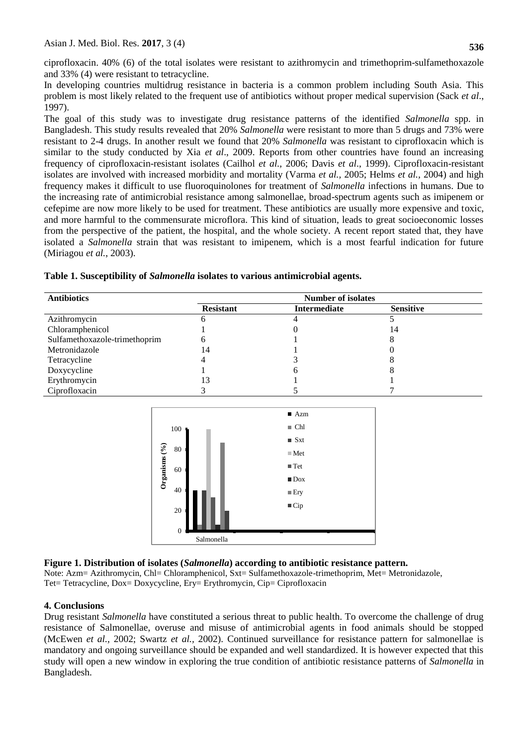ciprofloxacin. 40% (6) of the total isolates were resistant to azithromycin and trimethoprim-sulfamethoxazole and 33% (4) were resistant to tetracycline.

In developing countries multidrug resistance in bacteria is a common problem including South Asia. This problem is most likely related to the frequent use of antibiotics without proper medical supervision (Sack *et al*., 1997).

The goal of this study was to investigate drug resistance patterns of the identified *Salmonella* spp. in Bangladesh. This study results revealed that 20% *Salmonella* were resistant to more than 5 drugs and 73% were resistant to 2-4 drugs. In another result we found that 20% *Salmonella* was resistant to ciprofloxacin which is similar to the study conducted by Xia *et al*., 2009. Reports from other countries have found an increasing frequency of ciprofloxacin-resistant isolates (Cailhol *et al.*, 2006; Davis *et al*., 1999). Ciprofloxacin-resistant isolates are involved with increased morbidity and mortality (Varma *et al.,* 2005; Helms *et al.,* 2004) and high frequency makes it difficult to use fluoroquinolones for treatment of *Salmonella* infections in humans. Due to the increasing rate of antimicrobial resistance among salmonellae, broad-spectrum agents such as imipenem or cefepime are now more likely to be used for treatment. These antibiotics are usually more expensive and toxic, and more harmful to the commensurate microflora. This kind of situation, leads to great socioeconomic losses from the perspective of the patient, the hospital, and the whole society. A recent report stated that, they have isolated a *Salmonella* strain that was resistant to imipenem, which is a most fearful indication for future (Miriagou *et al.*, 2003).

**Table 1. Susceptibility of *Salmonella* isolates to various antimicrobial agents.**

| Antibiotics | Number of isolates | | |
|---|---|---|---|
| | Resistant | Intermediate | Sensitive |
| Azithromycin | 6 | 4 | 5 |
| Chloramphenicol | 1 | 0 | 14 |
| Sulfamethoxazole-trimethoprim | 6 | 1 | 8 |
| Metronidazole | 14 | 1 | 0 |
| Tetracycline | 4 | 3 | 8 |
| Doxycycline | 1 | 6 | 8 |
| Erythromycin | 13 | 1 | 1 |
| Ciprofloxacin | 3 | 5 | 7 |

**Figure 1. Distribution of isolates (*Salmonella*) according to antibiotic resistance pattern.**
Note: Azm= Azithromycin, Chl= Chloramphenicol, Sxt= Sulfamethoxazole-trimethoprim, Met= Metronidazole, Tet= Tetracycline, Dox= Doxycycline, Ery= Erythromycin, Cip= Ciprofloxacin

## 4. Conclusions

Drug resistant *Salmonella* have constituted a serious threat to public health. To overcome the challenge of drug resistance of Salmonellae, overuse and misuse of antimicrobial agents in food animals should be stopped (McEwen *et al.,* 2002; Swartz *et al.,* 2002). Continued surveillance for resistance pattern for salmonellae is mandatory and ongoing surveillance should be expanded and well standardized. It is however expected that this study will open a new window in exploring the true condition of antibiotic resistance patterns of *Salmonella* in Bangladesh.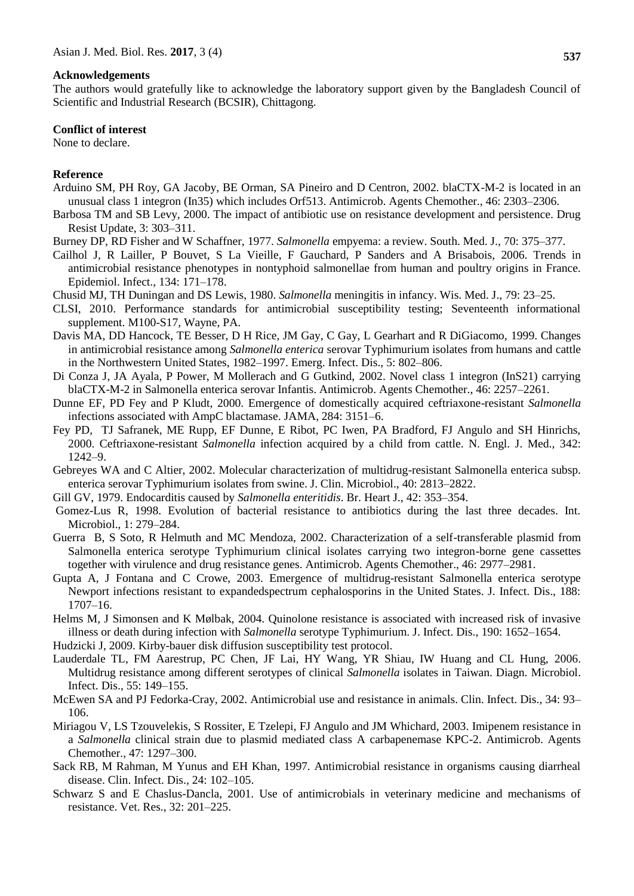### Acknowledgements

The authors would gratefully like to acknowledge the laboratory support given by the Bangladesh Council of Scientific and Industrial Research (BCSIR), Chittagong.

### Conflict of interest

None to declare.

### Reference

Arduino SM, PH Roy, GA Jacoby, BE Orman, SA Pineiro and D Centron, 2002. blaCTX-M-2 is located in an unusual class 1 integron (In35) which includes Orf513. Antimicrob. Agents Chemother., 46: 2303–2306.

Barbosa TM and SB Levy, 2000. The impact of antibiotic use on resistance development and persistence. Drug Resist Update, 3: 303–311.

Burney DP, RD Fisher and W Schaffner, 1977. *Salmonella* empyema: a review. South. Med. J., 70: 375–377.

Cailhol J, R Lailler, P Bouvet, S La Vieille, F Gauchard, P Sanders and A Brisabois, 2006. Trends in antimicrobial resistance phenotypes in nontyphoid salmonellae from human and poultry origins in France. Epidemiol. Infect., 134: 171–178.

Chusid MJ, TH Duningan and DS Lewis, 1980. *Salmonella* meningitis in infancy. Wis. Med. J., 79: 23–25.

CLSI, 2010. Performance standards for antimicrobial susceptibility testing; Seventeenth informational supplement. M100-S17, Wayne, PA.

Davis MA, DD Hancock, TE Besser, D H Rice, JM Gay, C Gay, L Gearhart and R DiGiacomo, 1999. Changes in antimicrobial resistance among *Salmonella enterica* serovar Typhimurium isolates from humans and cattle in the Northwestern United States, 1982–1997. Emerg. Infect. Dis., 5: 802–806.

Di Conza J, JA Ayala, P Power, M Mollerach and G Gutkind, 2002. Novel class 1 integron (InS21) carrying blaCTX-M-2 in Salmonella enterica serovar Infantis. Antimicrob. Agents Chemother., 46: 2257–2261.

Dunne EF, PD Fey and P Kludt, 2000. Emergence of domestically acquired ceftriaxone-resistant *Salmonella* infections associated with AmpC blactamase. JAMA, 284: 3151–6.

Fey PD, TJ Safranek, ME Rupp, EF Dunne, E Ribot, PC Iwen, PA Bradford, FJ Angulo and SH Hinrichs, 2000. Ceftriaxone-resistant *Salmonella* infection acquired by a child from cattle. N. Engl. J. Med., 342: 1242–9.

Gebreyes WA and C Altier, 2002. Molecular characterization of multidrug-resistant Salmonella enterica subsp. enterica serovar Typhimurium isolates from swine. J. Clin. Microbiol., 40: 2813–2822.

Gill GV, 1979. Endocarditis caused by *Salmonella enteritidis*. Br. Heart J., 42: 353–354.

Gomez-Lus R, 1998. Evolution of bacterial resistance to antibiotics during the last three decades. Int. Microbiol., 1: 279–284.

Guerra B, S Soto, R Helmuth and MC Mendoza, 2002. Characterization of a self-transferable plasmid from Salmonella enterica serotype Typhimurium clinical isolates carrying two integron-borne gene cassettes together with virulence and drug resistance genes. Antimicrob. Agents Chemother., 46: 2977–2981.

Gupta A, J Fontana and C Crowe, 2003. Emergence of multidrug-resistant Salmonella enterica serotype Newport infections resistant to expandedspectrum cephalosporins in the United States. J. Infect. Dis., 188: 1707–16.

Helms M, J Simonsen and K Mølbak, 2004. Quinolone resistance is associated with increased risk of invasive illness or death during infection with *Salmonella* serotype Typhimurium. J. Infect. Dis., 190: 1652–1654.

Hudzicki J, 2009. Kirby-bauer disk diffusion susceptibility test protocol.

Lauderdale TL, FM Aarestrup, PC Chen, JF Lai, HY Wang, YR Shiau, IW Huang and CL Hung, 2006. Multidrug resistance among different serotypes of clinical *Salmonella* isolates in Taiwan. Diagn. Microbiol. Infect. Dis., 55: 149–155.

McEwen SA and PJ Fedorka-Cray, 2002. Antimicrobial use and resistance in animals. Clin. Infect. Dis., 34: 93–106.

Miriagou V, LS Tzouvelekis, S Rossiter, E Tzelepi, FJ Angulo and JM Whichard, 2003. Imipenem resistance in a *Salmonella* clinical strain due to plasmid mediated class A carbapenemase KPC-2. Antimicrob. Agents Chemother., 47: 1297–300.

Sack RB, M Rahman, M Yunus and EH Khan, 1997. Antimicrobial resistance in organisms causing diarrheal disease. Clin. Infect. Dis., 24: 102–105.

Schwarz S and E Chaslus-Dancla, 2001. Use of antimicrobials in veterinary medicine and mechanisms of resistance. Vet. Res., 32: 201–225.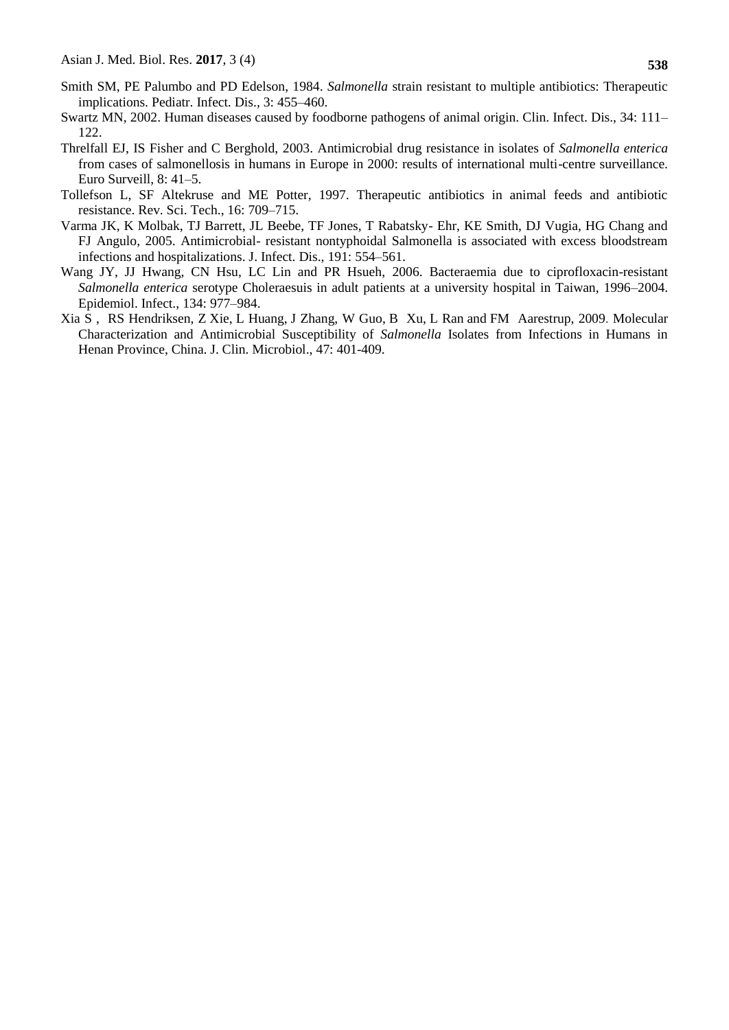Smith SM, PE Palumbo and PD Edelson, 1984. *Salmonella* strain resistant to multiple antibiotics: Therapeutic implications. Pediatr. Infect. Dis., 3: 455–460.

Swartz MN, 2002. Human diseases caused by foodborne pathogens of animal origin. Clin. Infect. Dis., 34: 111–122.

Threlfall EJ, IS Fisher and C Berghold, 2003. Antimicrobial drug resistance in isolates of *Salmonella enterica* from cases of salmonellosis in humans in Europe in 2000: results of international multi-centre surveillance. Euro Surveill, 8: 41–5.

Tollefson L, SF Altekruse and ME Potter, 1997. Therapeutic antibiotics in animal feeds and antibiotic resistance. Rev. Sci. Tech., 16: 709–715.

Varma JK, K Molbak, TJ Barrett, JL Beebe, TF Jones, T Rabatsky- Ehr, KE Smith, DJ Vugia, HG Chang and FJ Angulo, 2005. Antimicrobial- resistant nontyphoidal Salmonella is associated with excess bloodstream infections and hospitalizations. J. Infect. Dis., 191: 554–561.

Wang JY, JJ Hwang, CN Hsu, LC Lin and PR Hsueh, 2006. Bacteraemia due to ciprofloxacin-resistant *Salmonella enterica* serotype Choleraesuis in adult patients at a university hospital in Taiwan, 1996–2004. Epidemiol. Infect., 134: 977–984.

Xia S , RS Hendriksen, Z Xie, L Huang, J Zhang, W Guo, B Xu, L Ran and FM Aarestrup, 2009. Molecular Characterization and Antimicrobial Susceptibility of *Salmonella* Isolates from Infections in Humans in Henan Province, China. J. Clin. Microbiol., 47: 401-409.